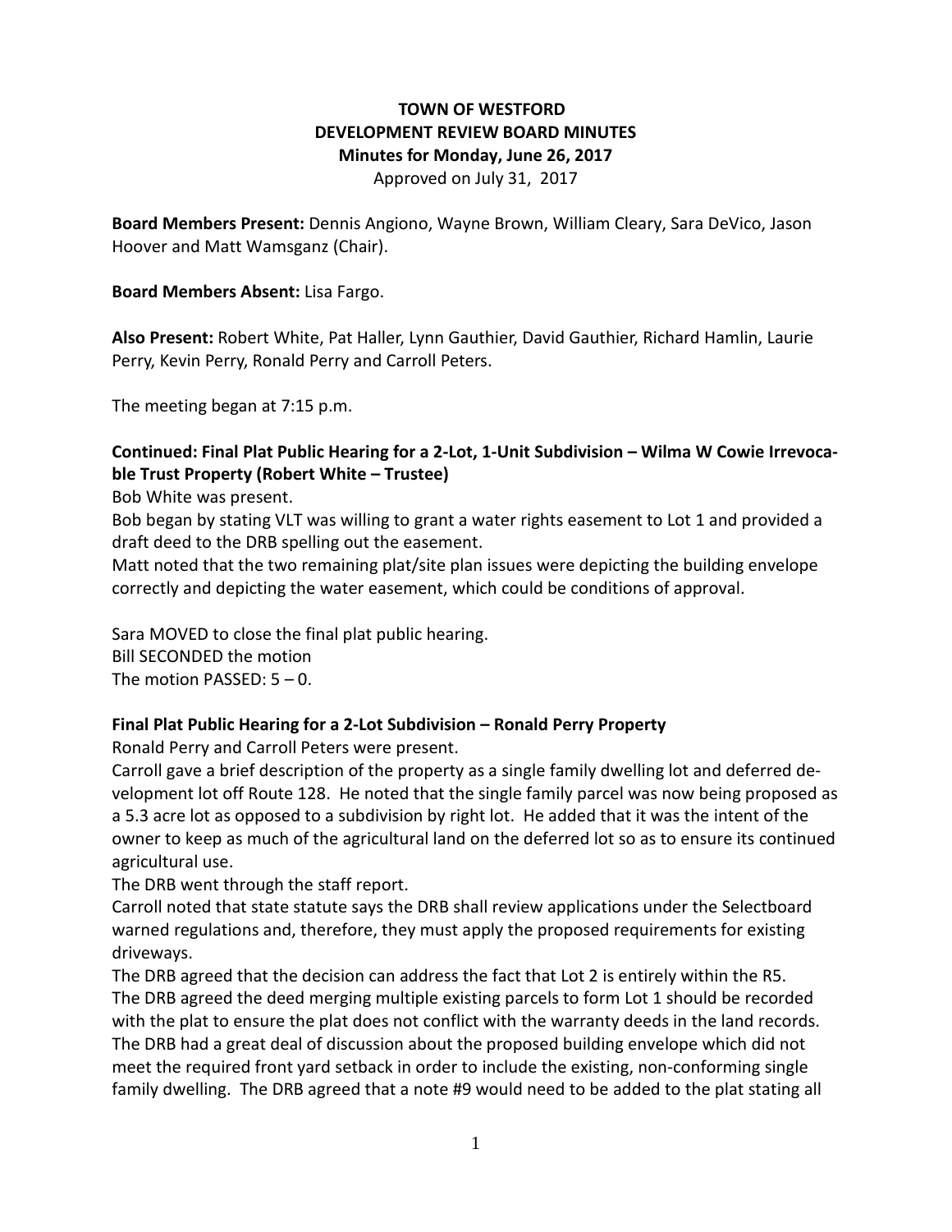# TOWN OF WESTFORD
## DEVELOPMENT REVIEW BOARD MINUTES
### Minutes for Monday, June 26, 2017

Approved on July 31, 2017

**Board Members Present:** Dennis Angiono, Wayne Brown, William Cleary, Sara DeVico, Jason Hoover and Matt Wamsganz (Chair).

**Board Members Absent:** Lisa Fargo.

**Also Present:** Robert White, Pat Haller, Lynn Gauthier, David Gauthier, Richard Hamlin, Laurie Perry, Kevin Perry, Ronald Perry and Carroll Peters.

The meeting began at 7:15 p.m.

**Continued: Final Plat Public Hearing for a 2-Lot, 1-Unit Subdivision – Wilma W Cowie Irrevocable Trust Property (Robert White – Trustee)**

Bob White was present.

Bob began by stating VLT was willing to grant a water rights easement to Lot 1 and provided a draft deed to the DRB spelling out the easement.

Matt noted that the two remaining plat/site plan issues were depicting the building envelope correctly and depicting the water easement, which could be conditions of approval.

Sara MOVED to close the final plat public hearing.
Bill SECONDED the motion
The motion PASSED: 5 – 0.

**Final Plat Public Hearing for a 2-Lot Subdivision – Ronald Perry Property**

Ronald Perry and Carroll Peters were present.

Carroll gave a brief description of the property as a single family dwelling lot and deferred development lot off Route 128. He noted that the single family parcel was now being proposed as a 5.3 acre lot as opposed to a subdivision by right lot. He added that it was the intent of the owner to keep as much of the agricultural land on the deferred lot so as to ensure its continued agricultural use.

The DRB went through the staff report.

Carroll noted that state statute says the DRB shall review applications under the Selectboard warned regulations and, therefore, they must apply the proposed requirements for existing driveways.

The DRB agreed that the decision can address the fact that Lot 2 is entirely within the R5.

The DRB agreed the deed merging multiple existing parcels to form Lot 1 should be recorded with the plat to ensure the plat does not conflict with the warranty deeds in the land records.

The DRB had a great deal of discussion about the proposed building envelope which did not meet the required front yard setback in order to include the existing, non-conforming single family dwelling. The DRB agreed that a note #9 would need to be added to the plat stating all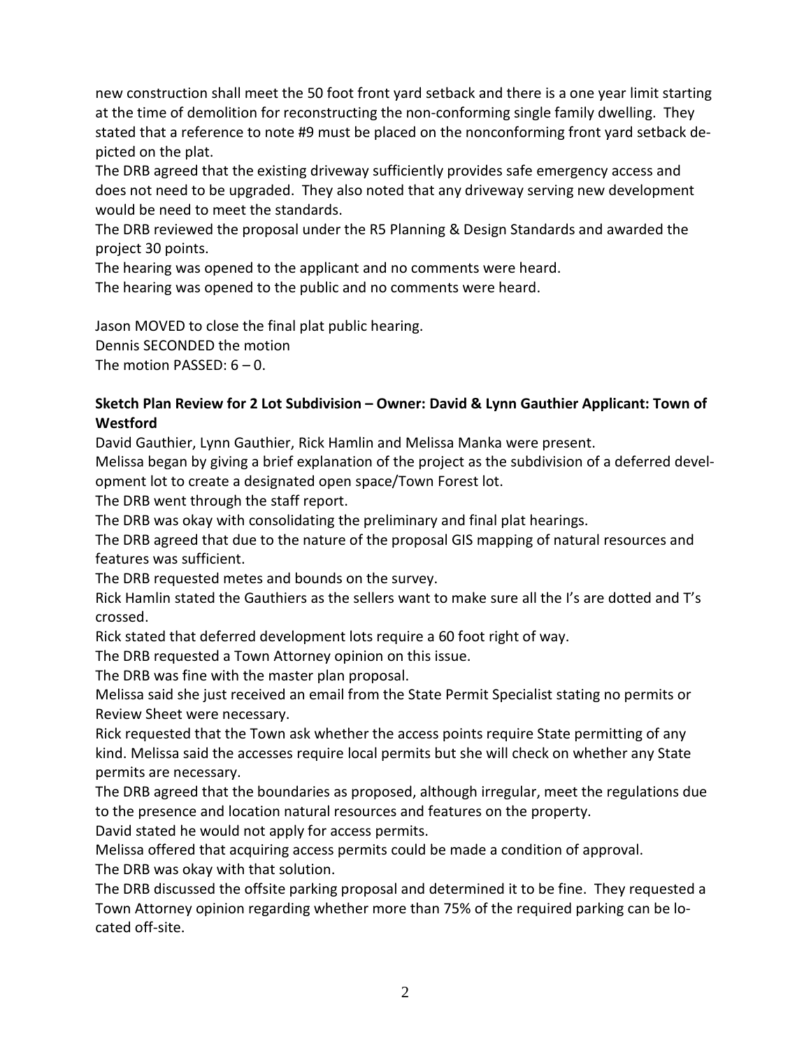new construction shall meet the 50 foot front yard setback and there is a one year limit starting at the time of demolition for reconstructing the non-conforming single family dwelling. They stated that a reference to note #9 must be placed on the nonconforming front yard setback depicted on the plat.

The DRB agreed that the existing driveway sufficiently provides safe emergency access and does not need to be upgraded. They also noted that any driveway serving new development would be need to meet the standards.

The DRB reviewed the proposal under the R5 Planning & Design Standards and awarded the project 30 points.

The hearing was opened to the applicant and no comments were heard.

The hearing was opened to the public and no comments were heard.

Jason MOVED to close the final plat public hearing.
Dennis SECONDED the motion
The motion PASSED: 6 – 0.

**Sketch Plan Review for 2 Lot Subdivision – Owner: David & Lynn Gauthier Applicant: Town of Westford**

David Gauthier, Lynn Gauthier, Rick Hamlin and Melissa Manka were present.

Melissa began by giving a brief explanation of the project as the subdivision of a deferred development lot to create a designated open space/Town Forest lot.

The DRB went through the staff report.

The DRB was okay with consolidating the preliminary and final plat hearings.

The DRB agreed that due to the nature of the proposal GIS mapping of natural resources and features was sufficient.

The DRB requested metes and bounds on the survey.

Rick Hamlin stated the Gauthiers as the sellers want to make sure all the I's are dotted and T's crossed.

Rick stated that deferred development lots require a 60 foot right of way.

The DRB requested a Town Attorney opinion on this issue.

The DRB was fine with the master plan proposal.

Melissa said she just received an email from the State Permit Specialist stating no permits or Review Sheet were necessary.

Rick requested that the Town ask whether the access points require State permitting of any kind. Melissa said the accesses require local permits but she will check on whether any State permits are necessary.

The DRB agreed that the boundaries as proposed, although irregular, meet the regulations due to the presence and location natural resources and features on the property.

David stated he would not apply for access permits.

Melissa offered that acquiring access permits could be made a condition of approval.

The DRB was okay with that solution.

The DRB discussed the offsite parking proposal and determined it to be fine. They requested a Town Attorney opinion regarding whether more than 75% of the required parking can be located off-site.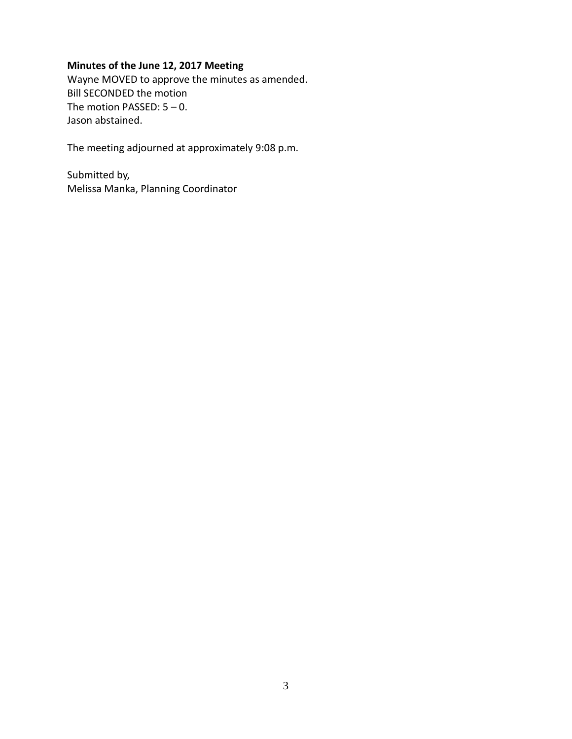**Minutes of the June 12, 2017 Meeting**

Wayne MOVED to approve the minutes as amended.
Bill SECONDED the motion
The motion PASSED: 5 – 0.
Jason abstained.

The meeting adjourned at approximately 9:08 p.m.

Submitted by,
Melissa Manka, Planning Coordinator